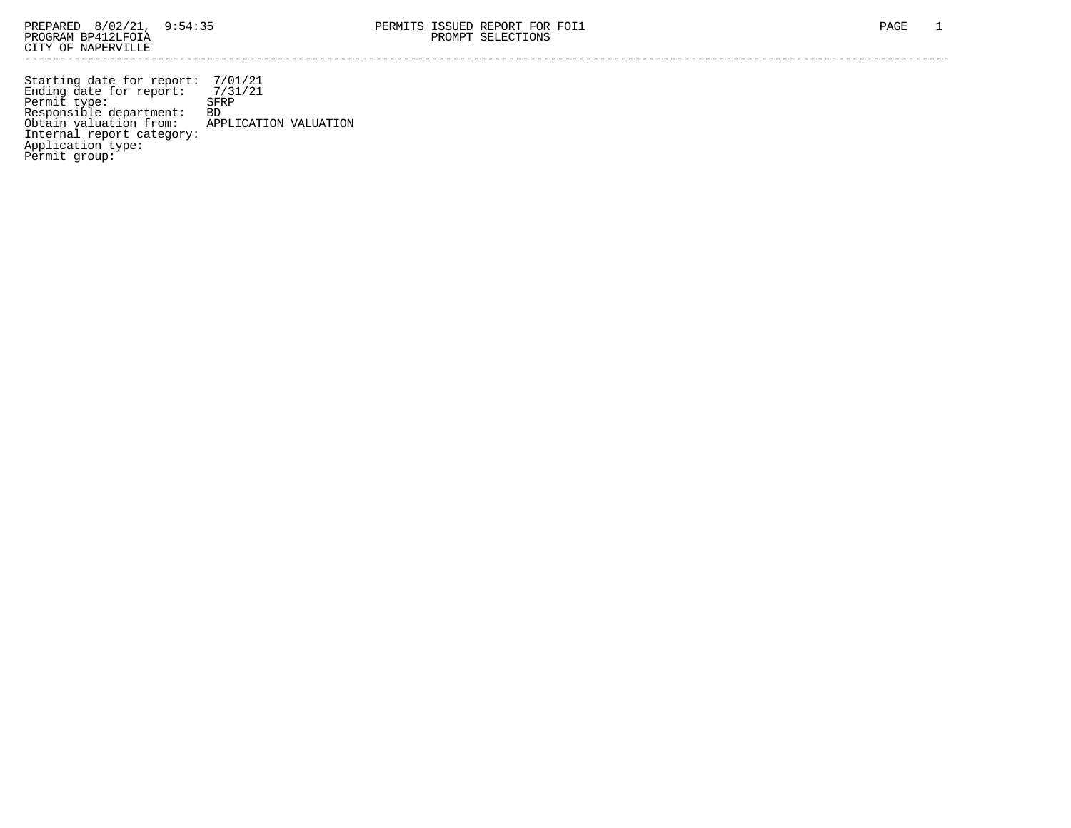PREPARED 8/02/21, 9:54:35 PERMITS ISSUED REPORT FOR FOI1

PROGRAM BP412LFOIA PROMPT SELECTIONS

CITY OF NAPERVILLE

---

Starting date for report: 7/01/21
Ending date for report: 7/31/21
Permit type: SFRP
Responsible department: BD
Obtain valuation from: APPLICATION VALUATION
Internal report category:
Application type:
Permit group: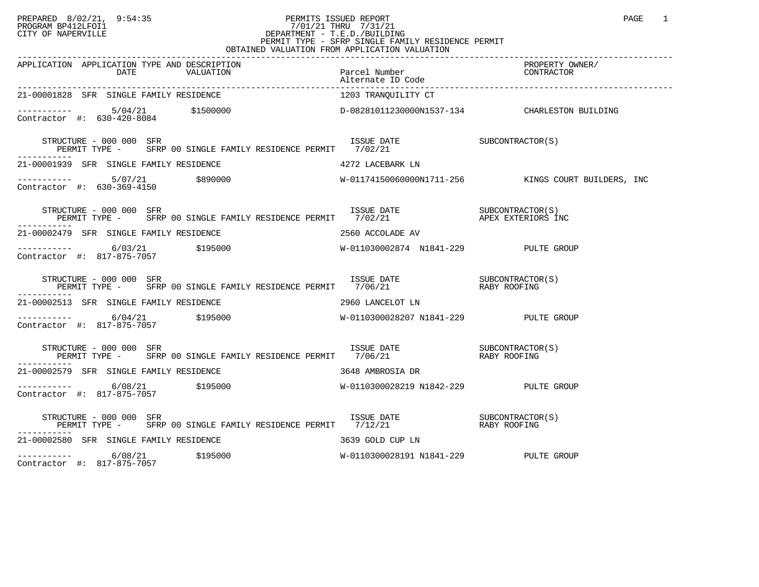PREPARED 8/02/21, 9:54:35
PROGRAM BP412LFOI1
CITY OF NAPERVILLE

PERMITS ISSUED REPORT
7/01/21 THRU 7/31/21
DEPARTMENT - T.E.D./BUILDING
PERMIT TYPE - SFRP SINGLE FAMILY RESIDENCE PERMIT
OBTAINED VALUATION FROM APPLICATION VALUATION

| APPLICATION | APPLICATION TYPE AND DESCRIPTION DATE | VALUATION | Parcel Number / Alternate ID Code | PROPERTY OWNER/ CONTRACTOR |
|---|---|---|---|---|
| 21-00001828 SFR SINGLE FAMILY RESIDENCE | | | 1203 TRANQUILITY CT | |
| Contractor #: 630-420-8084 | 5/04/21 | $1500000 | D-08281011230000N1537-134 | CHARLESTON BUILDING |
| STRUCTURE - 000 000 SFR PERMIT TYPE - SFRP 00 SINGLE FAMILY RESIDENCE PERMIT | | | ISSUE DATE 7/02/21 | SUBCONTRACTOR(S) |
| 21-00001939 SFR SINGLE FAMILY RESIDENCE | | | 4272 LACEBARK LN | |
| Contractor #: 630-369-4150 | 5/07/21 | $890000 | W-01174150060000N1711-256 | KINGS COURT BUILDERS, INC |
| STRUCTURE - 000 000 SFR PERMIT TYPE - SFRP 00 SINGLE FAMILY RESIDENCE PERMIT | | | ISSUE DATE 7/02/21 | SUBCONTRACTOR(S) APEX EXTERIORS INC |
| 21-00002479 SFR SINGLE FAMILY RESIDENCE | | | 2560 ACCOLADE AV | |
| Contractor #: 817-875-7057 | 6/03/21 | $195000 | W-011030002874 N1841-229 | PULTE GROUP |
| STRUCTURE - 000 000 SFR PERMIT TYPE - SFRP 00 SINGLE FAMILY RESIDENCE PERMIT | | | ISSUE DATE 7/06/21 | SUBCONTRACTOR(S) RABY ROOFING |
| 21-00002513 SFR SINGLE FAMILY RESIDENCE | | | 2960 LANCELOT LN | |
| Contractor #: 817-875-7057 | 6/04/21 | $195000 | W-0110300028207 N1841-229 | PULTE GROUP |
| STRUCTURE - 000 000 SFR PERMIT TYPE - SFRP 00 SINGLE FAMILY RESIDENCE PERMIT | | | ISSUE DATE 7/06/21 | SUBCONTRACTOR(S) RABY ROOFING |
| 21-00002579 SFR SINGLE FAMILY RESIDENCE | | | 3648 AMBROSIA DR | |
| Contractor #: 817-875-7057 | 6/08/21 | $195000 | W-0110300028219 N1842-229 | PULTE GROUP |
| STRUCTURE - 000 000 SFR PERMIT TYPE - SFRP 00 SINGLE FAMILY RESIDENCE PERMIT | | | ISSUE DATE 7/12/21 | SUBCONTRACTOR(S) RABY ROOFING |
| 21-00002580 SFR SINGLE FAMILY RESIDENCE | | | 3639 GOLD CUP LN | |
| Contractor #: 817-875-7057 | 6/08/21 | $195000 | W-0110300028191 N1841-229 | PULTE GROUP |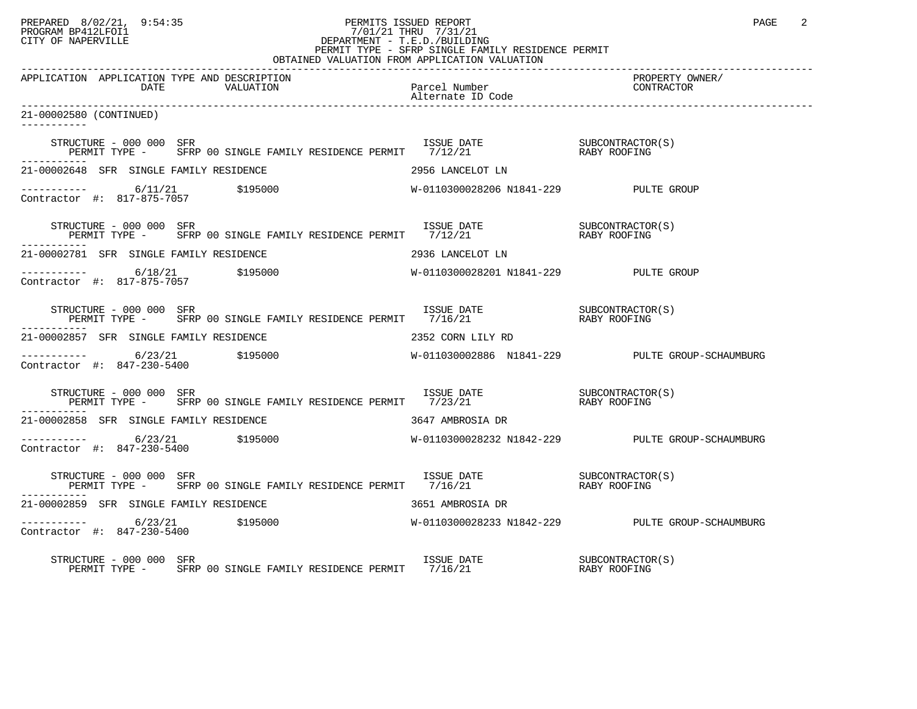PREPARED 8/02/21, 9:54:35 PERMITS ISSUED REPORT
PROGRAM BP412LFOI1 7/01/21 THRU 7/31/21
CITY OF NAPERVILLE DEPARTMENT - T.E.D./BUILDING
PERMIT TYPE - SFRP SINGLE FAMILY RESIDENCE PERMIT
OBTAINED VALUATION FROM APPLICATION VALUATION

| APPLICATION | APPLICATION TYPE AND DESCRIPTION DATE | VALUATION | Parcel Number / Alternate ID Code | PROPERTY OWNER/ CONTRACTOR |
|---|---|---|---|---|

21-00002580 (CONTINUED)

STRUCTURE - 000 000 SFR — ISSUE DATE — SUBCONTRACTOR(S)
PERMIT TYPE - SFRP 00 SINGLE FAMILY RESIDENCE PERMIT 7/12/21 — RABY ROOFING

21-00002648 SFR SINGLE FAMILY RESIDENCE — 2956 LANCELOT LN
6/11/21 $195000 — W-0110300028206 N1841-229 — PULTE GROUP
Contractor #: 817-875-7057

STRUCTURE - 000 000 SFR — ISSUE DATE — SUBCONTRACTOR(S)
PERMIT TYPE - SFRP 00 SINGLE FAMILY RESIDENCE PERMIT 7/12/21 — RABY ROOFING

21-00002781 SFR SINGLE FAMILY RESIDENCE — 2936 LANCELOT LN
6/18/21 $195000 — W-0110300028201 N1841-229 — PULTE GROUP
Contractor #: 817-875-7057

STRUCTURE - 000 000 SFR — ISSUE DATE — SUBCONTRACTOR(S)
PERMIT TYPE - SFRP 00 SINGLE FAMILY RESIDENCE PERMIT 7/16/21 — RABY ROOFING

21-00002857 SFR SINGLE FAMILY RESIDENCE — 2352 CORN LILY RD
6/23/21 $195000 — W-011030002886 N1841-229 — PULTE GROUP-SCHAUMBURG
Contractor #: 847-230-5400

STRUCTURE - 000 000 SFR — ISSUE DATE — SUBCONTRACTOR(S)
PERMIT TYPE - SFRP 00 SINGLE FAMILY RESIDENCE PERMIT 7/23/21 — RABY ROOFING

21-00002858 SFR SINGLE FAMILY RESIDENCE — 3647 AMBROSIA DR
6/23/21 $195000 — W-0110300028232 N1842-229 — PULTE GROUP-SCHAUMBURG
Contractor #: 847-230-5400

STRUCTURE - 000 000 SFR — ISSUE DATE — SUBCONTRACTOR(S)
PERMIT TYPE - SFRP 00 SINGLE FAMILY RESIDENCE PERMIT 7/16/21 — RABY ROOFING

21-00002859 SFR SINGLE FAMILY RESIDENCE — 3651 AMBROSIA DR
6/23/21 $195000 — W-0110300028233 N1842-229 — PULTE GROUP-SCHAUMBURG
Contractor #: 847-230-5400

STRUCTURE - 000 000 SFR — ISSUE DATE — SUBCONTRACTOR(S)
PERMIT TYPE - SFRP 00 SINGLE FAMILY RESIDENCE PERMIT 7/16/21 — RABY ROOFING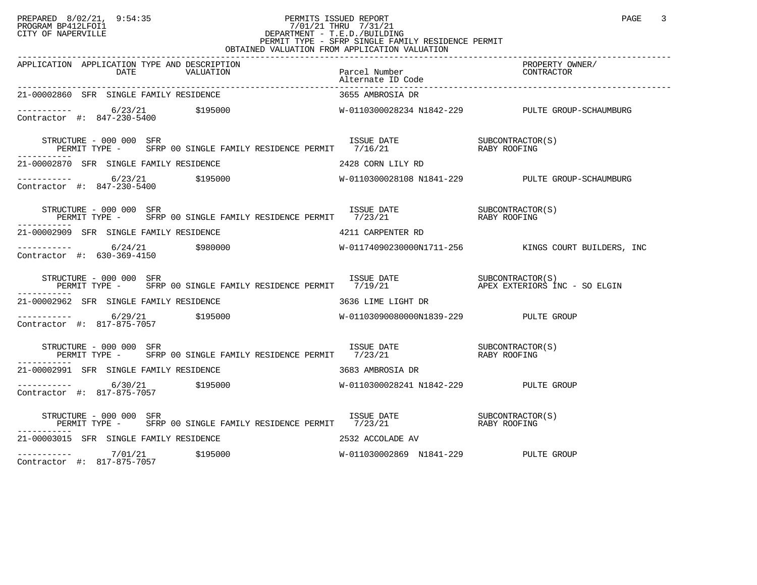PREPARED 8/02/21, 9:54:35
PROGRAM BP412LFOI1
CITY OF NAPERVILLE

PERMITS ISSUED REPORT
7/01/21 THRU 7/31/21
DEPARTMENT - T.E.D./BUILDING
PERMIT TYPE - SFRP SINGLE FAMILY RESIDENCE PERMIT
OBTAINED VALUATION FROM APPLICATION VALUATION

| APPLICATION | APPLICATION TYPE AND DESCRIPTION DATE | VALUATION | Parcel Number Alternate ID Code | PROPERTY OWNER/ CONTRACTOR |
|---|---|---|---|---|
| 21-00002860 | SFR SINGLE FAMILY RESIDENCE | | 3655 AMBROSIA DR | |
| ----------- | 6/23/21 | $195000 | W-0110300028234 N1842-229 | PULTE GROUP-SCHAUMBURG |
| Contractor #: 847-230-5400 | | | | |
| STRUCTURE - 000 000 SFR | PERMIT TYPE - SFRP 00 SINGLE FAMILY RESIDENCE PERMIT | | ISSUE DATE 7/16/21 | SUBCONTRACTOR(S) RABY ROOFING |
| 21-00002870 | SFR SINGLE FAMILY RESIDENCE | | 2428 CORN LILY RD | |
| ----------- | 6/23/21 | $195000 | W-0110300028108 N1841-229 | PULTE GROUP-SCHAUMBURG |
| Contractor #: 847-230-5400 | | | | |
| STRUCTURE - 000 000 SFR | PERMIT TYPE - SFRP 00 SINGLE FAMILY RESIDENCE PERMIT | | ISSUE DATE 7/23/21 | SUBCONTRACTOR(S) RABY ROOFING |
| 21-00002909 | SFR SINGLE FAMILY RESIDENCE | | 4211 CARPENTER RD | |
| ----------- | 6/24/21 | $980000 | W-01174090230000N1711-256 | KINGS COURT BUILDERS, INC |
| Contractor #: 630-369-4150 | | | | |
| STRUCTURE - 000 000 SFR | PERMIT TYPE - SFRP 00 SINGLE FAMILY RESIDENCE PERMIT | | ISSUE DATE 7/19/21 | SUBCONTRACTOR(S) APEX EXTERIORS INC - SO ELGIN |
| 21-00002962 | SFR SINGLE FAMILY RESIDENCE | | 3636 LIME LIGHT DR | |
| ----------- | 6/29/21 | $195000 | W-01103090080000N1839-229 | PULTE GROUP |
| Contractor #: 817-875-7057 | | | | |
| STRUCTURE - 000 000 SFR | PERMIT TYPE - SFRP 00 SINGLE FAMILY RESIDENCE PERMIT | | ISSUE DATE 7/23/21 | SUBCONTRACTOR(S) RABY ROOFING |
| 21-00002991 | SFR SINGLE FAMILY RESIDENCE | | 3683 AMBROSIA DR | |
| ----------- | 6/30/21 | $195000 | W-0110300028241 N1842-229 | PULTE GROUP |
| Contractor #: 817-875-7057 | | | | |
| STRUCTURE - 000 000 SFR | PERMIT TYPE - SFRP 00 SINGLE FAMILY RESIDENCE PERMIT | | ISSUE DATE 7/23/21 | SUBCONTRACTOR(S) RABY ROOFING |
| 21-00003015 | SFR SINGLE FAMILY RESIDENCE | | 2532 ACCOLADE AV | |
| ----------- | 7/01/21 | $195000 | W-011030002869 N1841-229 | PULTE GROUP |
| Contractor #: 817-875-7057 | | | | |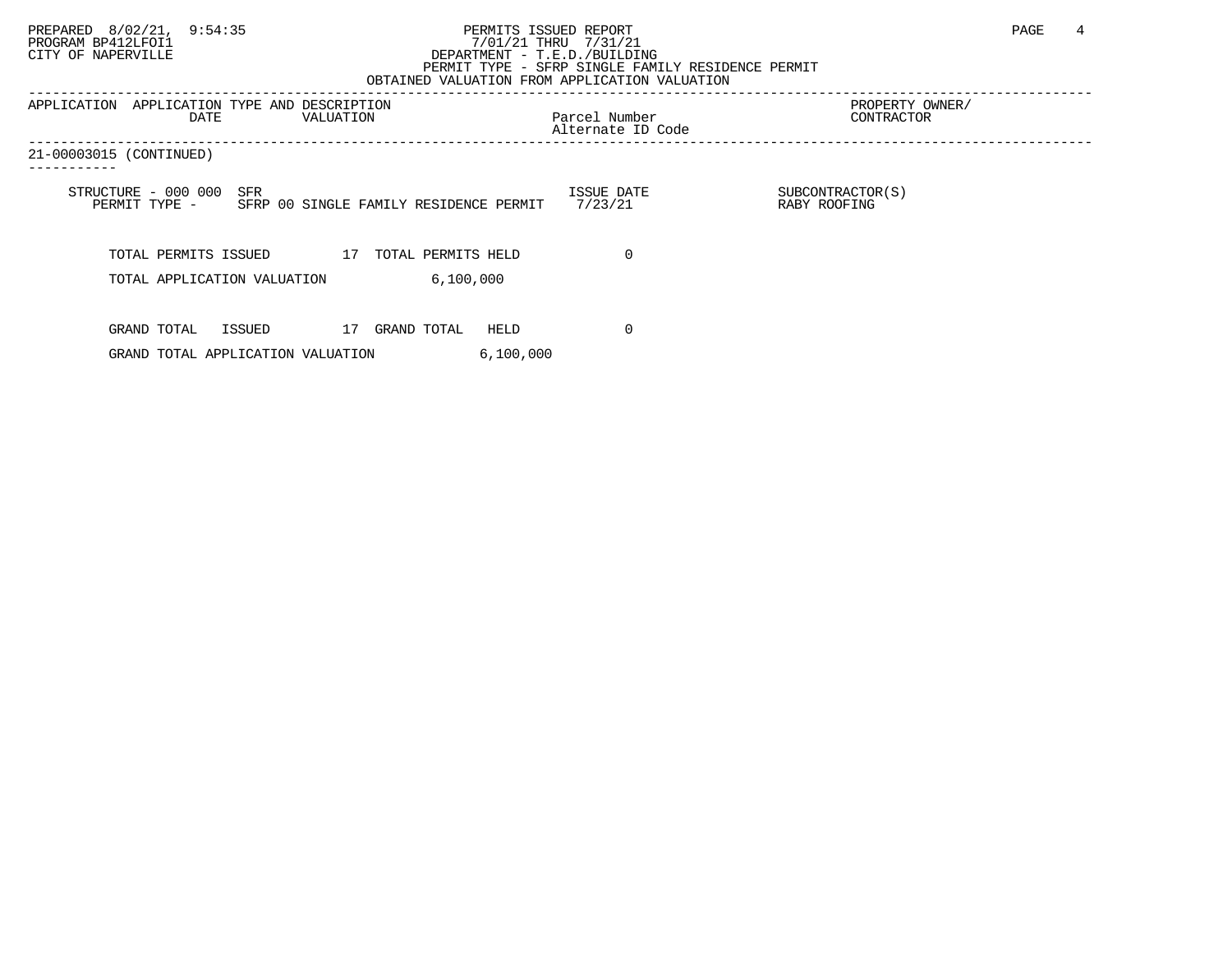PREPARED 8/02/21, 9:54:35
PROGRAM BP412LFOI1
CITY OF NAPERVILLE

PERMITS ISSUED REPORT
7/01/21 THRU 7/31/21
DEPARTMENT - T.E.D./BUILDING
PERMIT TYPE - SFRP SINGLE FAMILY RESIDENCE PERMIT
OBTAINED VALUATION FROM APPLICATION VALUATION

| APPLICATION | APPLICATION TYPE AND DESCRIPTION DATE | VALUATION | Parcel Number Alternate ID Code | PROPERTY OWNER/ CONTRACTOR |
|---|---|---|---|---|

21-00003015 (CONTINUED)

STRUCTURE - 000 000 SFR
PERMIT TYPE - SFRP 00 SINGLE FAMILY RESIDENCE PERMIT — ISSUE DATE 7/23/21 — SUBCONTRACTOR(S) RABY ROOFING

TOTAL PERMITS ISSUED 17 TOTAL PERMITS HELD 0

TOTAL APPLICATION VALUATION 6,100,000

GRAND TOTAL ISSUED 17 GRAND TOTAL HELD 0

GRAND TOTAL APPLICATION VALUATION 6,100,000